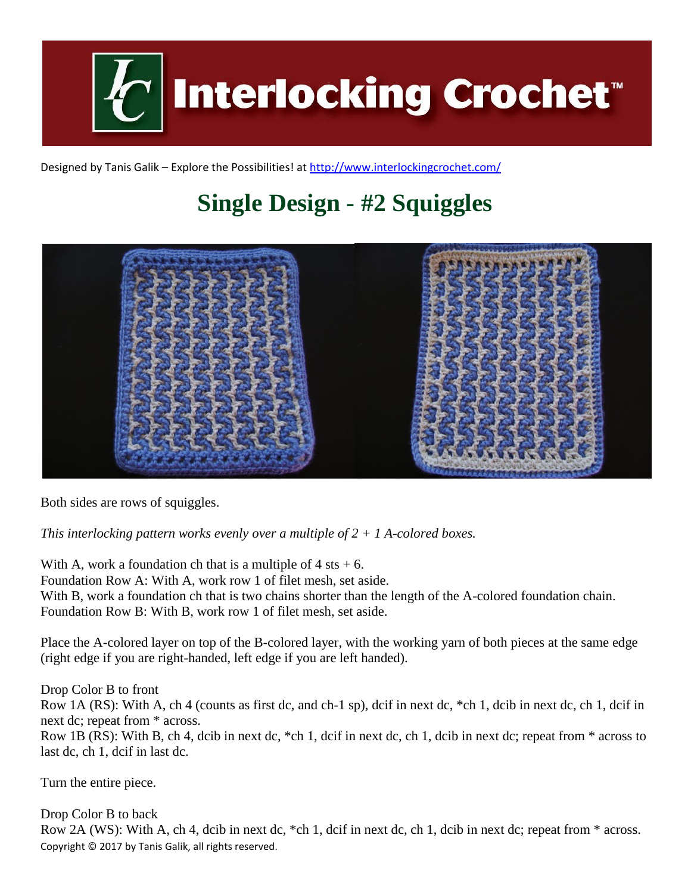Interlocking Crochet™

Designed by Tanis Galik – Explore the Possibilities! at http://www.interlockingcrochet.com/

# Single Design - #2 Squiggles

Both sides are rows of squiggles.

*This interlocking pattern works evenly over a multiple of 2 + 1 A-colored boxes.*

With A, work a foundation ch that is a multiple of 4 sts + 6.
Foundation Row A: With A, work row 1 of filet mesh, set aside.
With B, work a foundation ch that is two chains shorter than the length of the A-colored foundation chain.
Foundation Row B: With B, work row 1 of filet mesh, set aside.

Place the A-colored layer on top of the B-colored layer, with the working yarn of both pieces at the same edge (right edge if you are right-handed, left edge if you are left handed).

Drop Color B to front
Row 1A (RS): With A, ch 4 (counts as first dc, and ch-1 sp), dcif in next dc, *ch 1, dcib in next dc, ch 1, dcif in next dc; repeat from * across.
Row 1B (RS): With B, ch 4, dcib in next dc, *ch 1, dcif in next dc, ch 1, dcib in next dc; repeat from * across to last dc, ch 1, dcif in last dc.

Turn the entire piece.

Drop Color B to back
Row 2A (WS): With A, ch 4, dcib in next dc, *ch 1, dcif in next dc, ch 1, dcib in next dc; repeat from * across.

Copyright © 2017 by Tanis Galik, all rights reserved.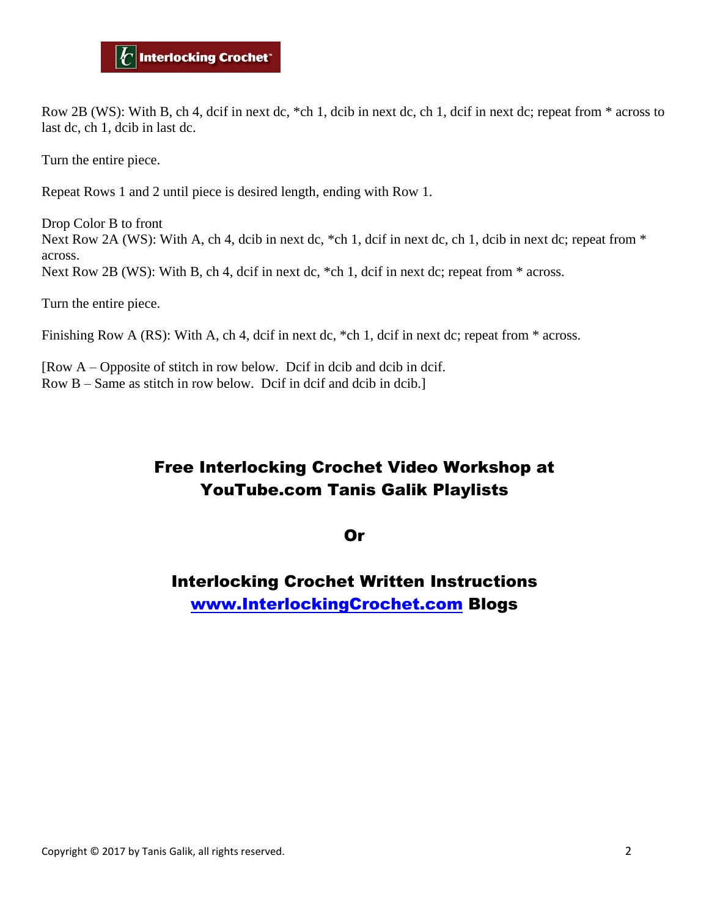Row 2B (WS): With B, ch 4, dcif in next dc, *ch 1, dcib in next dc, ch 1, dcif in next dc; repeat from * across to last dc, ch 1, dcib in last dc.

Turn the entire piece.

Repeat Rows 1 and 2 until piece is desired length, ending with Row 1.

Drop Color B to front
Next Row 2A (WS): With A, ch 4, dcib in next dc, *ch 1, dcif in next dc, ch 1, dcib in next dc; repeat from * across.
Next Row 2B (WS): With B, ch 4, dcif in next dc, *ch 1, dcif in next dc; repeat from * across.

Turn the entire piece.

Finishing Row A (RS): With A, ch 4, dcif in next dc, *ch 1, dcif in next dc; repeat from * across.

[Row A – Opposite of stitch in row below. Dcif in dcib and dcib in dcif.
Row B – Same as stitch in row below. Dcif in dcif and dcib in dcib.]

## Free Interlocking Crochet Video Workshop at YouTube.com Tanis Galik Playlists

## Or

## Interlocking Crochet Written Instructions [www.InterlockingCrochet.com](http://www.InterlockingCrochet.com) Blogs

Copyright © 2017 by Tanis Galik, all rights reserved.